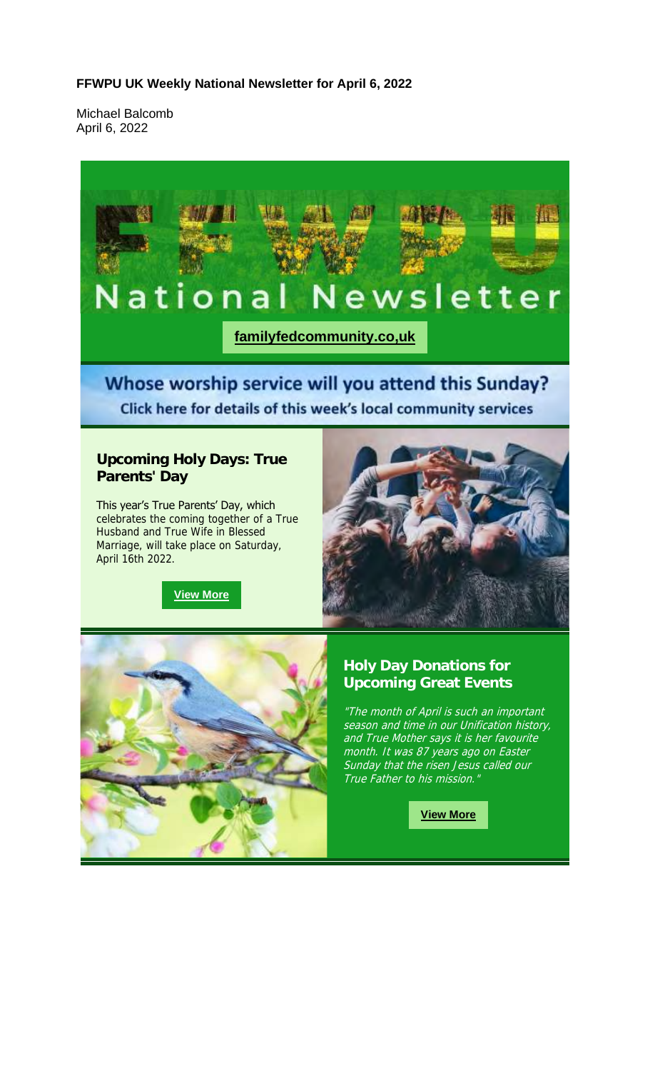**FFWPU UK Weekly National Newsletter for April 6, 2022**

Michael Balcomb
April 6, 2022

# FFWPU National Newsletter

**familyfedcommunity.co,uk**

## Whose worship service will you attend this Sunday?

Click here for details of this week's local community services

### Upcoming Holy Days: True Parents' Day

This year's True Parents' Day, which celebrates the coming together of a True Husband and True Wife in Blessed Marriage, will take place on Saturday, April 16th 2022.

**View More**

### Holy Day Donations for Upcoming Great Events

*"The month of April is such an important season and time in our Unification history, and True Mother says it is her favourite month. It was 87 years ago on Easter Sunday that the risen Jesus called our True Father to his mission."*

**View More**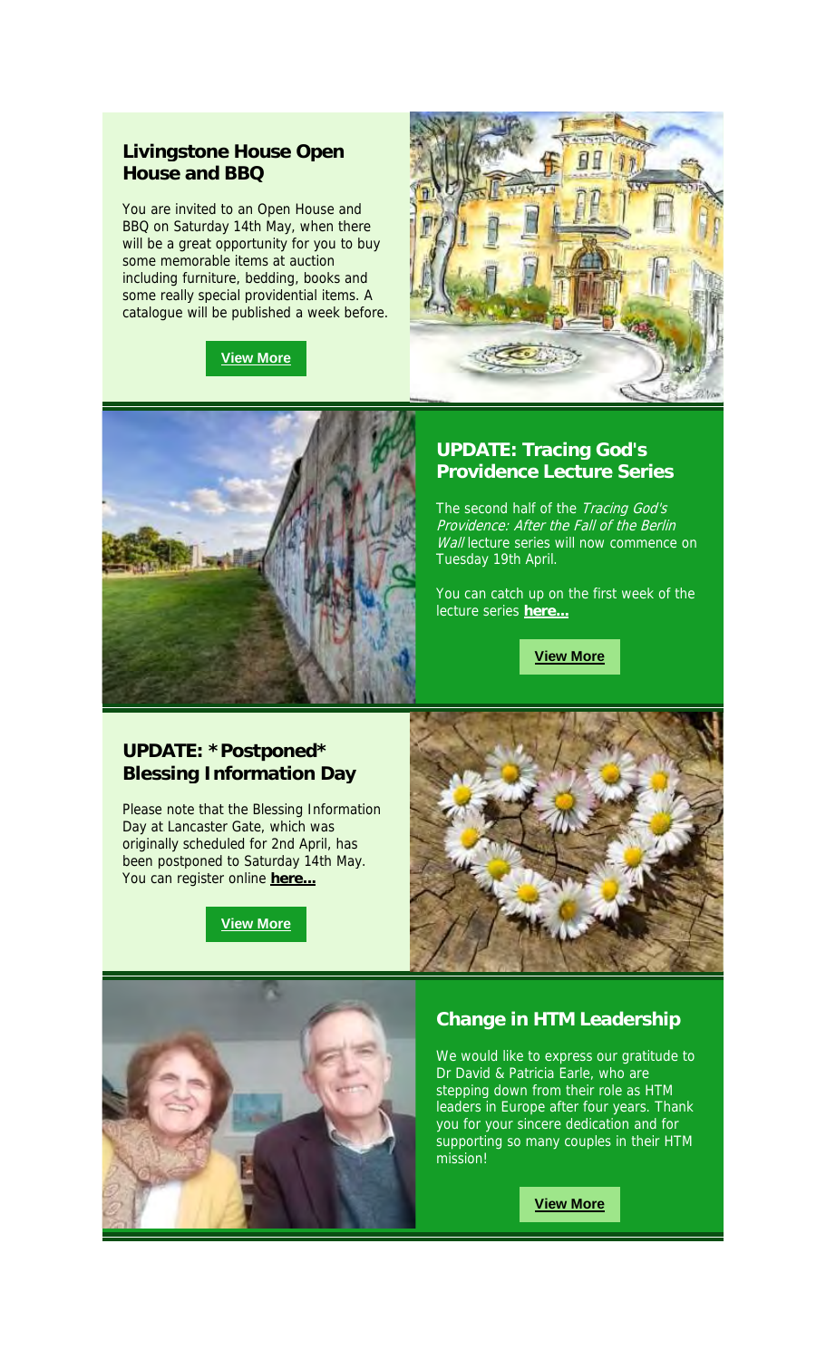## Livingstone House Open House and BBQ

You are invited to an Open House and BBQ on Saturday 14th May, when there will be a great opportunity for you to buy some memorable items at auction including furniture, bedding, books and some really special providential items. A catalogue will be published a week before.

**View More**

## UPDATE: Tracing God's Providence Lecture Series

The second half of the *Tracing God's Providence: After the Fall of the Berlin Wall* lecture series will now commence on Tuesday 19th April.

You can catch up on the first week of the lecture series **here...**

**View More**

## UPDATE: *Postponed* Blessing Information Day

Please note that the Blessing Information Day at Lancaster Gate, which was originally scheduled for 2nd April, has been postponed to Saturday 14th May. You can register online **here...**

**View More**

## Change in HTM Leadership

We would like to express our gratitude to Dr David & Patricia Earle, who are stepping down from their role as HTM leaders in Europe after four years. Thank you for your sincere dedication and for supporting so many couples in their HTM mission!

**View More**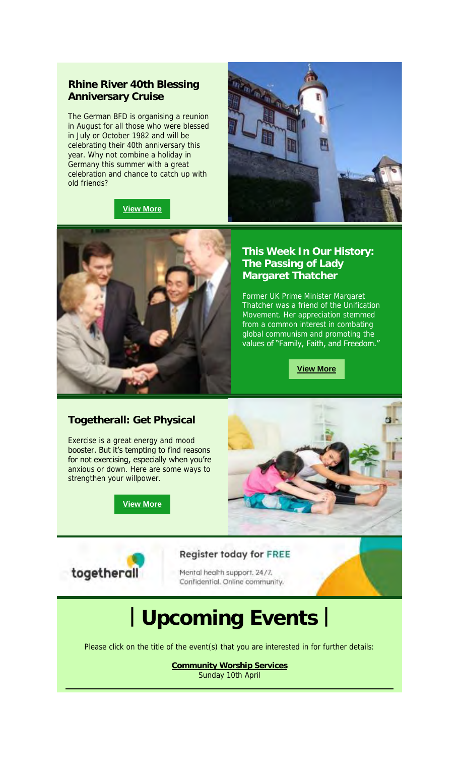### Rhine River 40th Blessing Anniversary Cruise

The German BFD is organising a reunion in August for all those who were blessed in July or October 1982 and will be celebrating their 40th anniversary this year. Why not combine a holiday in Germany this summer with a great celebration and chance to catch up with old friends?

**View More**

### This Week In Our History: The Passing of Lady Margaret Thatcher

Former UK Prime Minister Margaret Thatcher was a friend of the Unification Movement. Her appreciation stemmed from a common interest in combating global communism and promoting the values of "Family, Faith, and Freedom."

**View More**

### Togetherall: Get Physical

Exercise is a great energy and mood booster. But it's tempting to find reasons for not exercising, especially when you're anxious or down. Here are some ways to strengthen your willpower.

**View More**

togetherall

Register today for FREE

Mental health support. 24/7. Confidential. Online community.

# | Upcoming Events |

Please click on the title of the event(s) that you are interested in for further details:

**Community Worship Services**
Sunday 10th April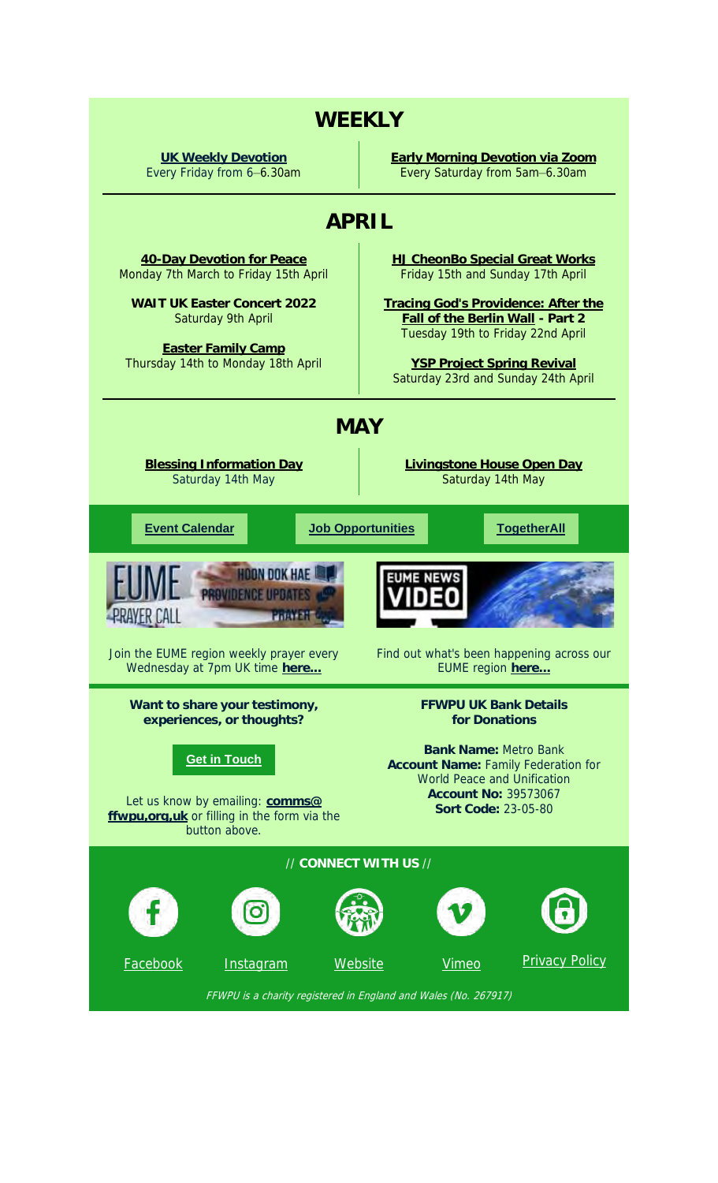## WEEKLY

**UK Weekly Devotion**
Every Friday from 6–6.30am

**Early Morning Devotion via Zoom**
Every Saturday from 5am–6.30am

## APRIL

**40-Day Devotion for Peace**
Monday 7th March to Friday 15th April

**WAIT UK Easter Concert 2022**
Saturday 9th April

**Easter Family Camp**
Thursday 14th to Monday 18th April

**HJ CheonBo Special Great Works**
Friday 15th and Sunday 17th April

**Tracing God's Providence: After the Fall of the Berlin Wall - Part 2**
Tuesday 19th to Friday 22nd April

**YSP Project Spring Revival**
Saturday 23rd and Sunday 24th April

## MAY

**Blessing Information Day**
Saturday 14th May

**Livingstone House Open Day**
Saturday 14th May

**Event Calendar** | **Job Opportunities** | **TogetherAll**

Join the EUME region weekly prayer every Wednesday at 7pm UK time **here...**

Find out what's been happening across our EUME region **here...**

**Want to share your testimony, experiences, or thoughts?**

**Get in Touch**

Let us know by emailing: **comms@ffwpu,org,uk** or filling in the form via the button above.

**FFWPU UK Bank Details for Donations**

**Bank Name:** Metro Bank
**Account Name:** Family Federation for World Peace and Unification
**Account No:** 39573067
**Sort Code:** 23-05-80

// **CONNECT WITH US** //

Facebook | Instagram | Website | Vimeo | Privacy Policy

*FFWPU is a charity registered in England and Wales (No. 267917)*